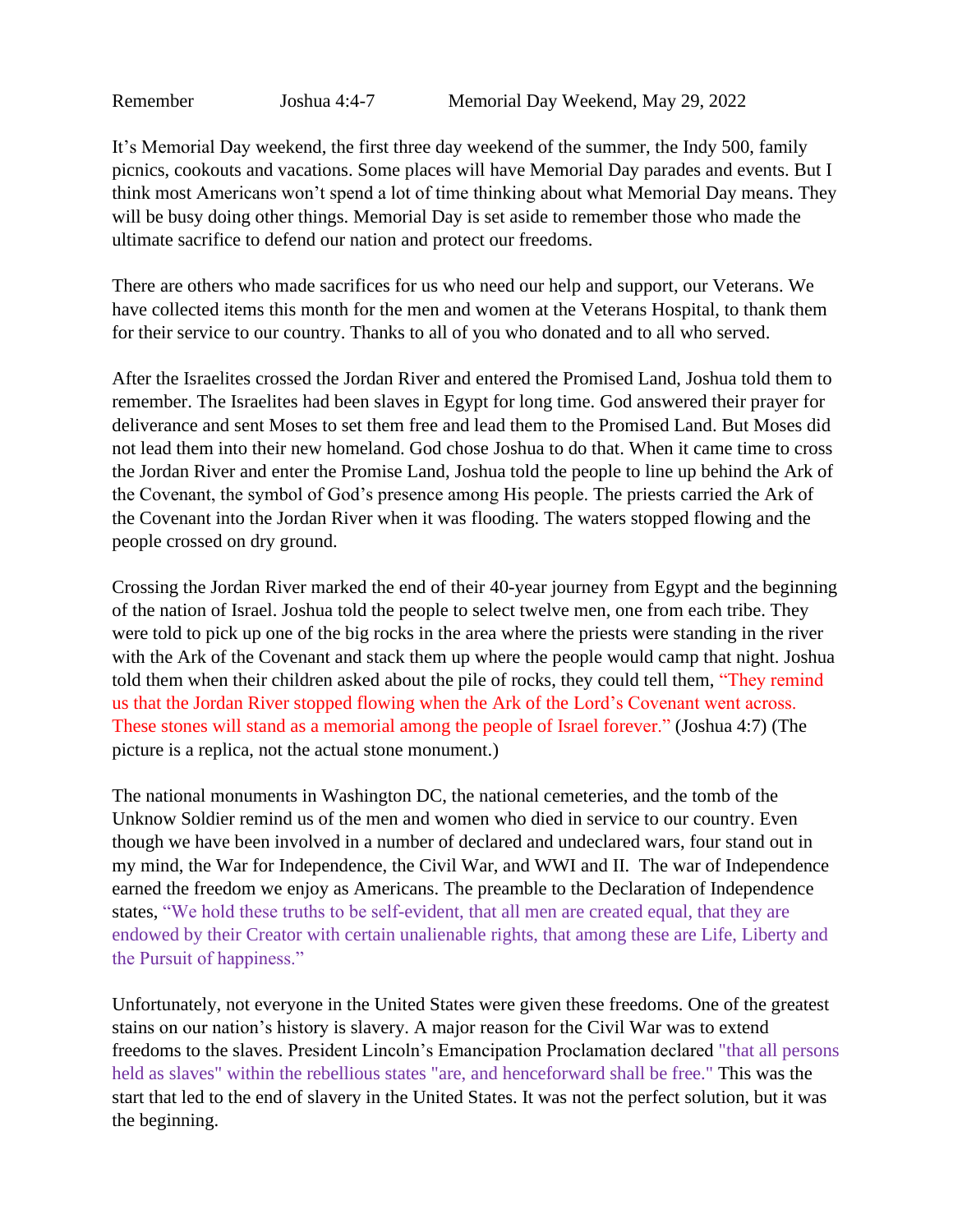Remember Joshua 4:4-7 Memorial Day Weekend, May 29, 2022

It's Memorial Day weekend, the first three day weekend of the summer, the Indy 500, family picnics, cookouts and vacations. Some places will have Memorial Day parades and events. But I think most Americans won't spend a lot of time thinking about what Memorial Day means. They will be busy doing other things. Memorial Day is set aside to remember those who made the ultimate sacrifice to defend our nation and protect our freedoms.

There are others who made sacrifices for us who need our help and support, our Veterans. We have collected items this month for the men and women at the Veterans Hospital, to thank them for their service to our country. Thanks to all of you who donated and to all who served.

After the Israelites crossed the Jordan River and entered the Promised Land, Joshua told them to remember. The Israelites had been slaves in Egypt for long time. God answered their prayer for deliverance and sent Moses to set them free and lead them to the Promised Land. But Moses did not lead them into their new homeland. God chose Joshua to do that. When it came time to cross the Jordan River and enter the Promise Land, Joshua told the people to line up behind the Ark of the Covenant, the symbol of God's presence among His people. The priests carried the Ark of the Covenant into the Jordan River when it was flooding. The waters stopped flowing and the people crossed on dry ground.

Crossing the Jordan River marked the end of their 40-year journey from Egypt and the beginning of the nation of Israel. Joshua told the people to select twelve men, one from each tribe. They were told to pick up one of the big rocks in the area where the priests were standing in the river with the Ark of the Covenant and stack them up where the people would camp that night. Joshua told them when their children asked about the pile of rocks, they could tell them, "They remind us that the Jordan River stopped flowing when the Ark of the Lord's Covenant went across. These stones will stand as a memorial among the people of Israel forever." (Joshua 4:7) (The picture is a replica, not the actual stone monument.)

The national monuments in Washington DC, the national cemeteries, and the tomb of the Unknow Soldier remind us of the men and women who died in service to our country. Even though we have been involved in a number of declared and undeclared wars, four stand out in my mind, the War for Independence, the Civil War, and WWI and II. The war of Independence earned the freedom we enjoy as Americans. The preamble to the Declaration of Independence states, "We hold these truths to be self-evident, that all men are created equal, that they are endowed by their Creator with certain unalienable rights, that among these are Life, Liberty and the Pursuit of happiness."

Unfortunately, not everyone in the United States were given these freedoms. One of the greatest stains on our nation's history is slavery. A major reason for the Civil War was to extend freedoms to the slaves. President Lincoln's Emancipation Proclamation declared "that all persons held as slaves" within the rebellious states "are, and henceforward shall be free." This was the start that led to the end of slavery in the United States. It was not the perfect solution, but it was the beginning.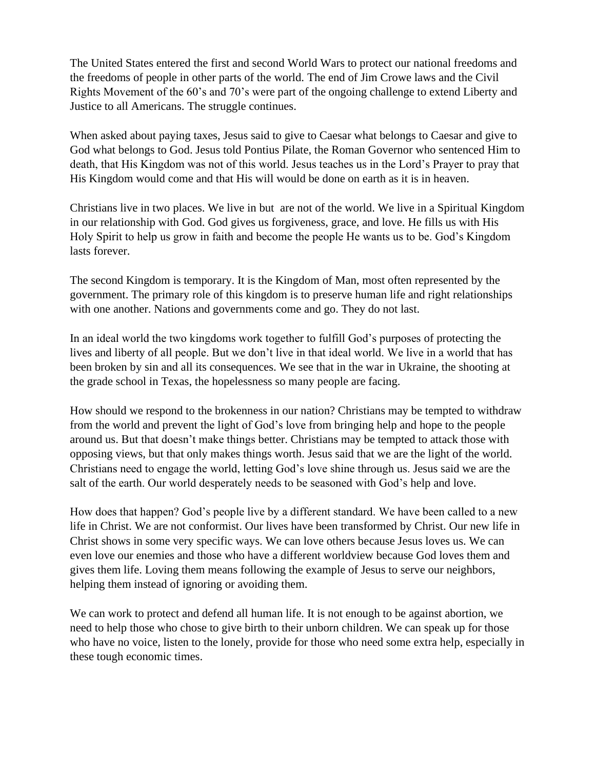The United States entered the first and second World Wars to protect our national freedoms and the freedoms of people in other parts of the world. The end of Jim Crowe laws and the Civil Rights Movement of the 60's and 70's were part of the ongoing challenge to extend Liberty and Justice to all Americans. The struggle continues.

When asked about paying taxes, Jesus said to give to Caesar what belongs to Caesar and give to God what belongs to God. Jesus told Pontius Pilate, the Roman Governor who sentenced Him to death, that His Kingdom was not of this world. Jesus teaches us in the Lord's Prayer to pray that His Kingdom would come and that His will would be done on earth as it is in heaven.

Christians live in two places. We live in but are not of the world. We live in a Spiritual Kingdom in our relationship with God. God gives us forgiveness, grace, and love. He fills us with His Holy Spirit to help us grow in faith and become the people He wants us to be. God's Kingdom lasts forever.

The second Kingdom is temporary. It is the Kingdom of Man, most often represented by the government. The primary role of this kingdom is to preserve human life and right relationships with one another. Nations and governments come and go. They do not last.

In an ideal world the two kingdoms work together to fulfill God's purposes of protecting the lives and liberty of all people. But we don't live in that ideal world. We live in a world that has been broken by sin and all its consequences. We see that in the war in Ukraine, the shooting at the grade school in Texas, the hopelessness so many people are facing.

How should we respond to the brokenness in our nation? Christians may be tempted to withdraw from the world and prevent the light of God's love from bringing help and hope to the people around us. But that doesn't make things better. Christians may be tempted to attack those with opposing views, but that only makes things worth. Jesus said that we are the light of the world. Christians need to engage the world, letting God's love shine through us. Jesus said we are the salt of the earth. Our world desperately needs to be seasoned with God's help and love.

How does that happen? God's people live by a different standard. We have been called to a new life in Christ. We are not conformist. Our lives have been transformed by Christ. Our new life in Christ shows in some very specific ways. We can love others because Jesus loves us. We can even love our enemies and those who have a different worldview because God loves them and gives them life. Loving them means following the example of Jesus to serve our neighbors, helping them instead of ignoring or avoiding them.

We can work to protect and defend all human life. It is not enough to be against abortion, we need to help those who chose to give birth to their unborn children. We can speak up for those who have no voice, listen to the lonely, provide for those who need some extra help, especially in these tough economic times.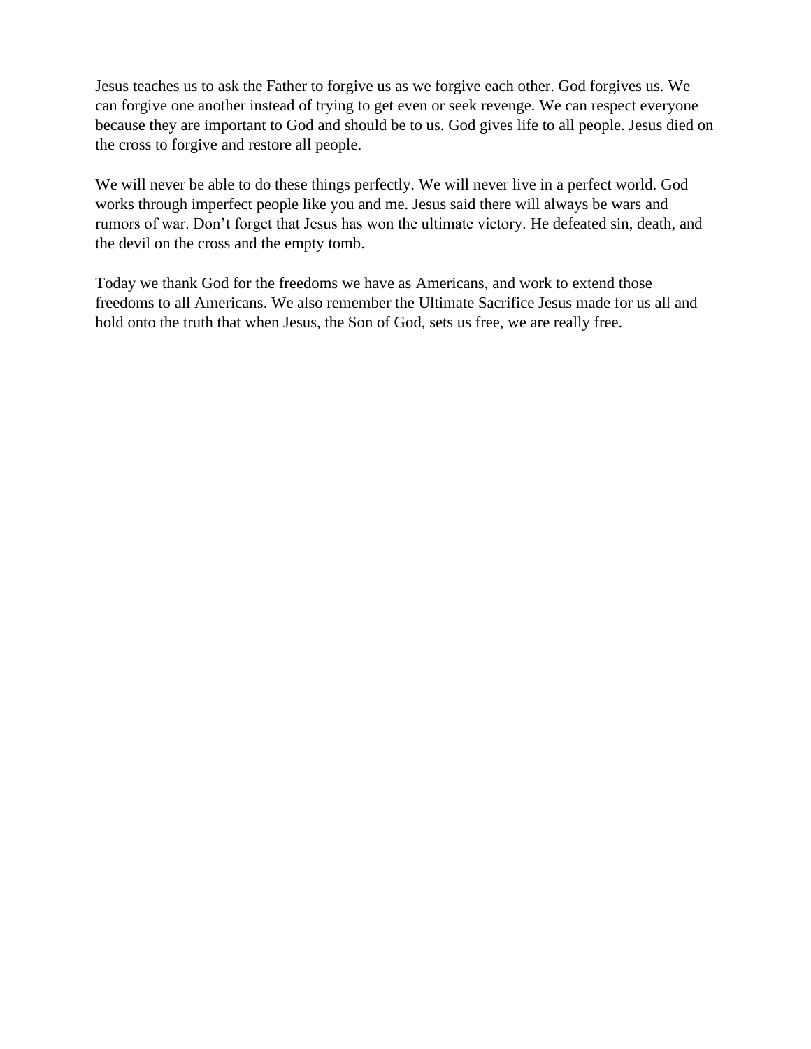Jesus teaches us to ask the Father to forgive us as we forgive each other. God forgives us. We can forgive one another instead of trying to get even or seek revenge. We can respect everyone because they are important to God and should be to us. God gives life to all people. Jesus died on the cross to forgive and restore all people.

We will never be able to do these things perfectly. We will never live in a perfect world. God works through imperfect people like you and me. Jesus said there will always be wars and rumors of war. Don't forget that Jesus has won the ultimate victory. He defeated sin, death, and the devil on the cross and the empty tomb.

Today we thank God for the freedoms we have as Americans, and work to extend those freedoms to all Americans. We also remember the Ultimate Sacrifice Jesus made for us all and hold onto the truth that when Jesus, the Son of God, sets us free, we are really free.